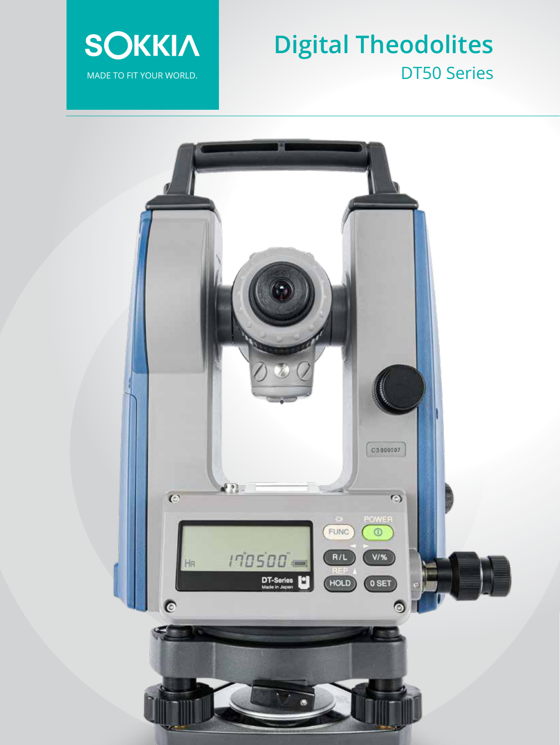SOKKIA

MADE TO FIT YOUR WORLD.

# Digital Theodolites

## DT50 Series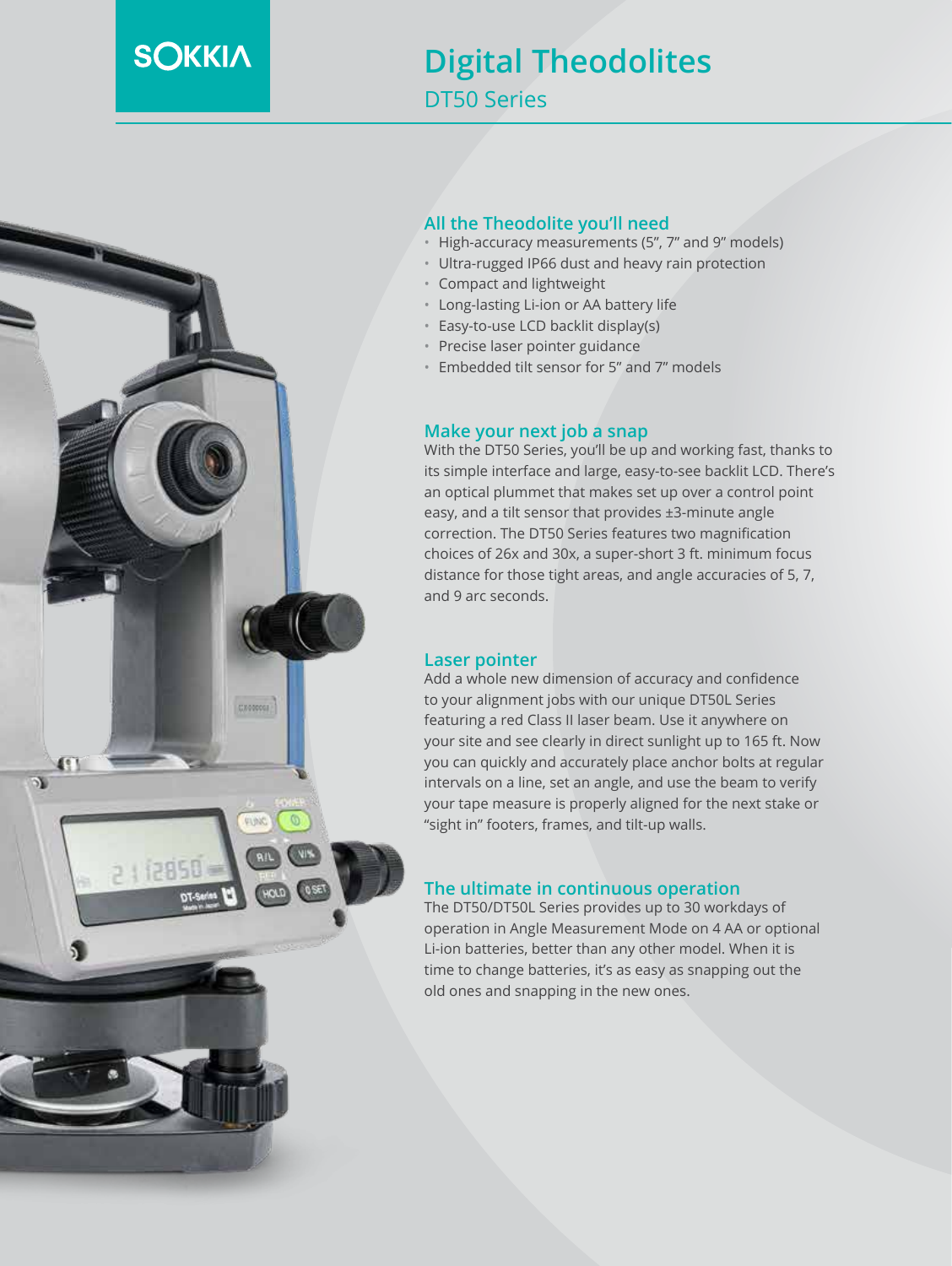SOKKIA

# Digital Theodolites

DT50 Series

## All the Theodolite you'll need

- High-accuracy measurements (5", 7" and 9" models)
- Ultra-rugged IP66 dust and heavy rain protection
- Compact and lightweight
- Long-lasting Li-ion or AA battery life
- Easy-to-use LCD backlit display(s)
- Precise laser pointer guidance
- Embedded tilt sensor for 5" and 7" models

## Make your next job a snap

With the DT50 Series, you'll be up and working fast, thanks to its simple interface and large, easy-to-see backlit LCD. There's an optical plummet that makes set up over a control point easy, and a tilt sensor that provides ±3-minute angle correction. The DT50 Series features two magnification choices of 26x and 30x, a super-short 3 ft. minimum focus distance for those tight areas, and angle accuracies of 5, 7, and 9 arc seconds.

## Laser pointer

Add a whole new dimension of accuracy and confidence to your alignment jobs with our unique DT50L Series featuring a red Class II laser beam. Use it anywhere on your site and see clearly in direct sunlight up to 165 ft. Now you can quickly and accurately place anchor bolts at regular intervals on a line, set an angle, and use the beam to verify your tape measure is properly aligned for the next stake or "sight in" footers, frames, and tilt-up walls.

## The ultimate in continuous operation

The DT50/DT50L Series provides up to 30 workdays of operation in Angle Measurement Mode on 4 AA or optional Li-ion batteries, better than any other model. When it is time to change batteries, it's as easy as snapping out the old ones and snapping in the new ones.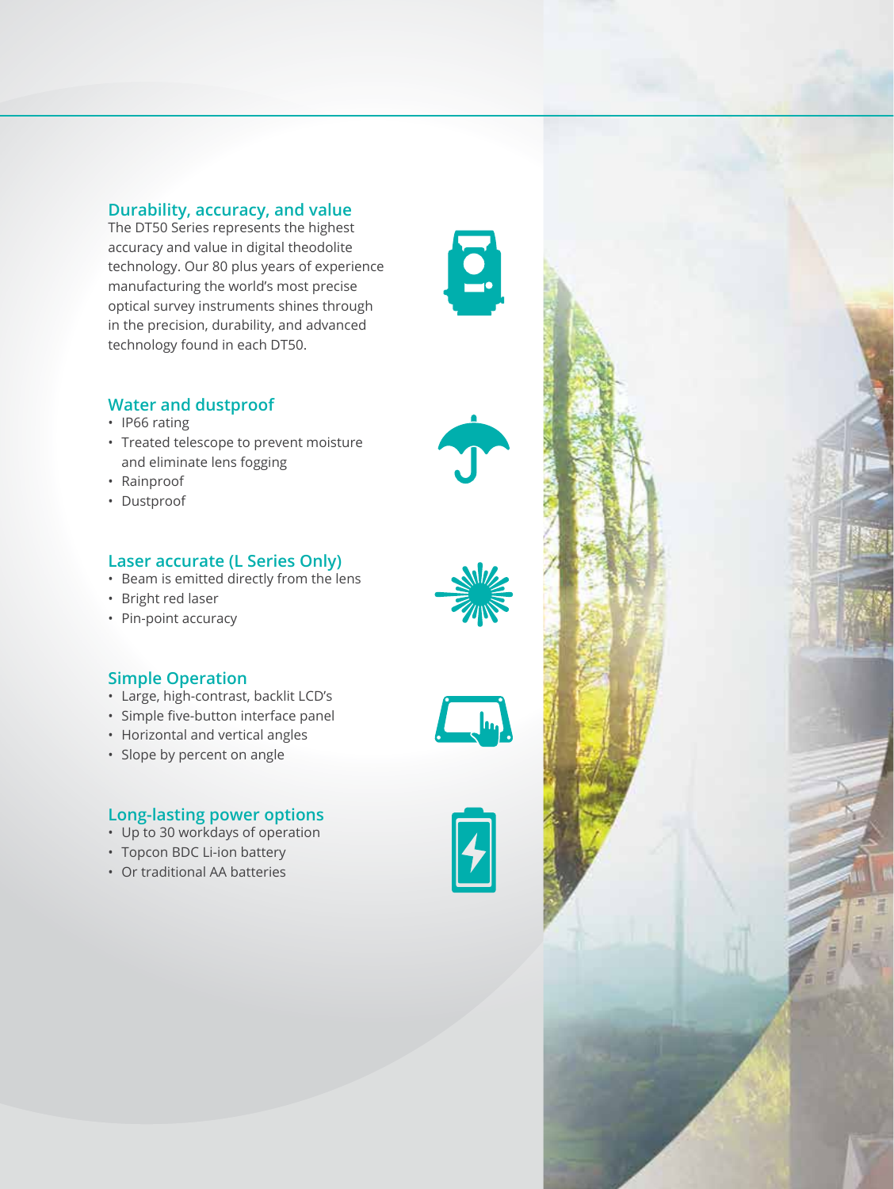## Durability, accuracy, and value

The DT50 Series represents the highest accuracy and value in digital theodolite technology. Our 80 plus years of experience manufacturing the world's most precise optical survey instruments shines through in the precision, durability, and advanced technology found in each DT50.

## Water and dustproof

- IP66 rating
- Treated telescope to prevent moisture and eliminate lens fogging
- Rainproof
- Dustproof

## Laser accurate (L Series Only)

- Beam is emitted directly from the lens
- Bright red laser
- Pin-point accuracy

## Simple Operation

- Large, high-contrast, backlit LCD's
- Simple five-button interface panel
- Horizontal and vertical angles
- Slope by percent on angle

## Long-lasting power options

- Up to 30 workdays of operation
- Topcon BDC Li-ion battery
- Or traditional AA batteries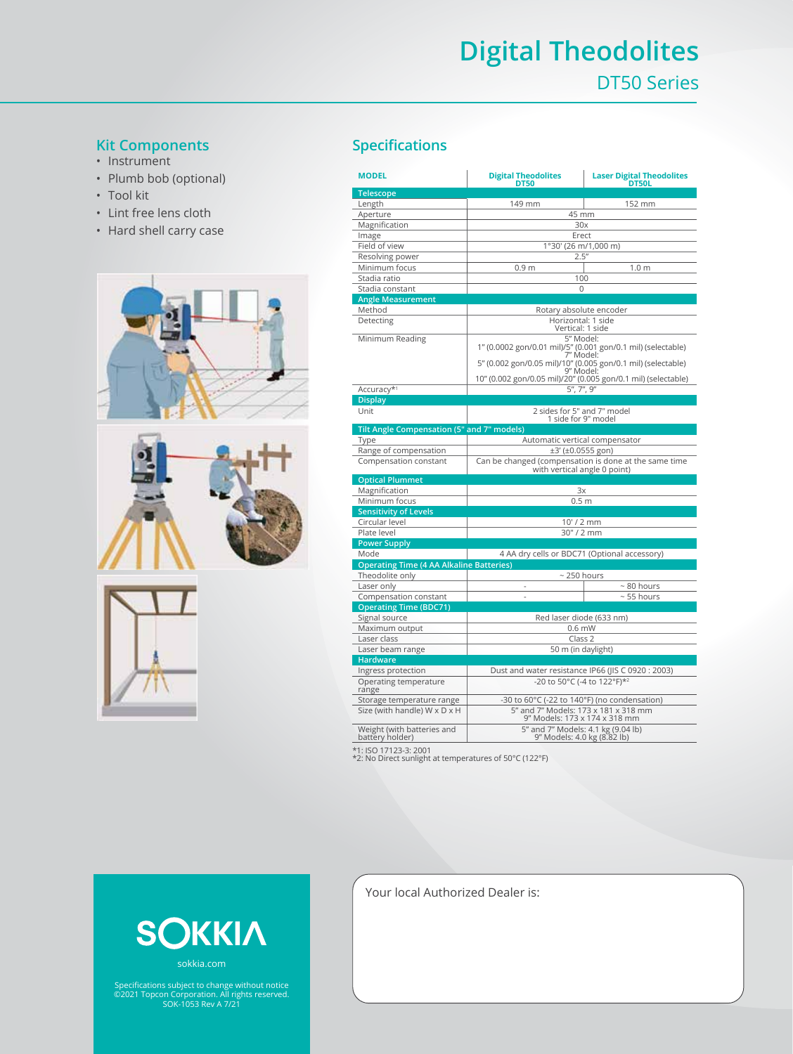# Digital Theodolites

## DT50 Series

## Kit Components

- Instrument
- Plumb bob (optional)
- Tool kit
- Lint free lens cloth
- Hard shell carry case

## Specifications

| MODEL | Digital Theodolites DT50 | Laser Digital Theodolites DT50L |
|---|---|---|
| **Telescope** | | |
| Length | 149 mm | 152 mm |
| Aperture | 45 mm | |
| Magnification | 30x | |
| Image | Erect | |
| Field of view | 1°30' (26 m/1,000 m) | |
| Resolving power | 2.5" | |
| Minimum focus | 0.9 m | 1.0 m |
| Stadia ratio | 100 | |
| Stadia constant | 0 | |
| **Angle Measurement** | | |
| Method | Rotary absolute encoder | |
| Detecting | Horizontal: 1 side<br>Vertical: 1 side | |
| Minimum Reading | 5" Model:<br>1" (0.0002 gon/0.01 mil)/5" (0.001 gon/0.1 mil) (selectable)<br>7" Model:<br>5" (0.002 gon/0.05 mil)/10" (0.005 gon/0.1 mil) (selectable)<br>9" Model:<br>10" (0.002 gon/0.05 mil)/20" (0.005 gon/0.1 mil) (selectable) | |
| Accuracy*1 | 5", 7", 9" | |
| **Display** | | |
| Unit | 2 sides for 5" and 7" model<br>1 side for 9" model | |
| **Tilt Angle Compensation (5" and 7" models)** | | |
| Type | Automatic vertical compensator | |
| Range of compensation | ±3' (±0.0555 gon) | |
| Compensation constant | Can be changed (compensation is done at the same time with vertical angle 0 point) | |
| **Optical Plummet** | | |
| Magnification | 3x | |
| Minimum focus | 0.5 m | |
| **Sensitivity of Levels** | | |
| Circular level | 10' / 2 mm | |
| Plate level | 30" / 2 mm | |
| **Power Supply** | | |
| Mode | 4 AA dry cells or BDC71 (Optional accessory) | |
| **Operating Time (4 AA Alkaline Batteries)** | | |
| Theodolite only | ~ 250 hours | |
| Laser only | - | ~ 80 hours |
| Compensation constant | - | ~ 55 hours |
| **Operating Time (BDC71)** | | |
| Signal source | Red laser diode (633 nm) | |
| Maximum output | 0.6 mW | |
| Laser class | Class 2 | |
| Laser beam range | 50 m (in daylight) | |
| **Hardware** | | |
| Ingress protection | Dust and water resistance IP66 (JIS C 0920 : 2003) | |
| Operating temperature range | -20 to 50°C (-4 to 122°F)*2 | |
| Storage temperature range | -30 to 60°C (-22 to 140°F) (no condensation) | |
| Size (with handle) W x D x H | 5" and 7" Models: 173 x 181 x 318 mm<br>9" Models: 173 x 174 x 318 mm | |
| Weight (with batteries and battery holder) | 5" and 7" Models: 4.1 kg (9.04 lb)<br>9" Models: 4.0 kg (8.82 lb) | |

*1: ISO 17123-3: 2001
*2: No Direct sunlight at temperatures of 50°C (122°F)

SOKKIA

sokkia.com

Specifications subject to change without notice
©2021 Topcon Corporation. All rights reserved.
SOK-1053 Rev A 7/21

Your local Authorized Dealer is: